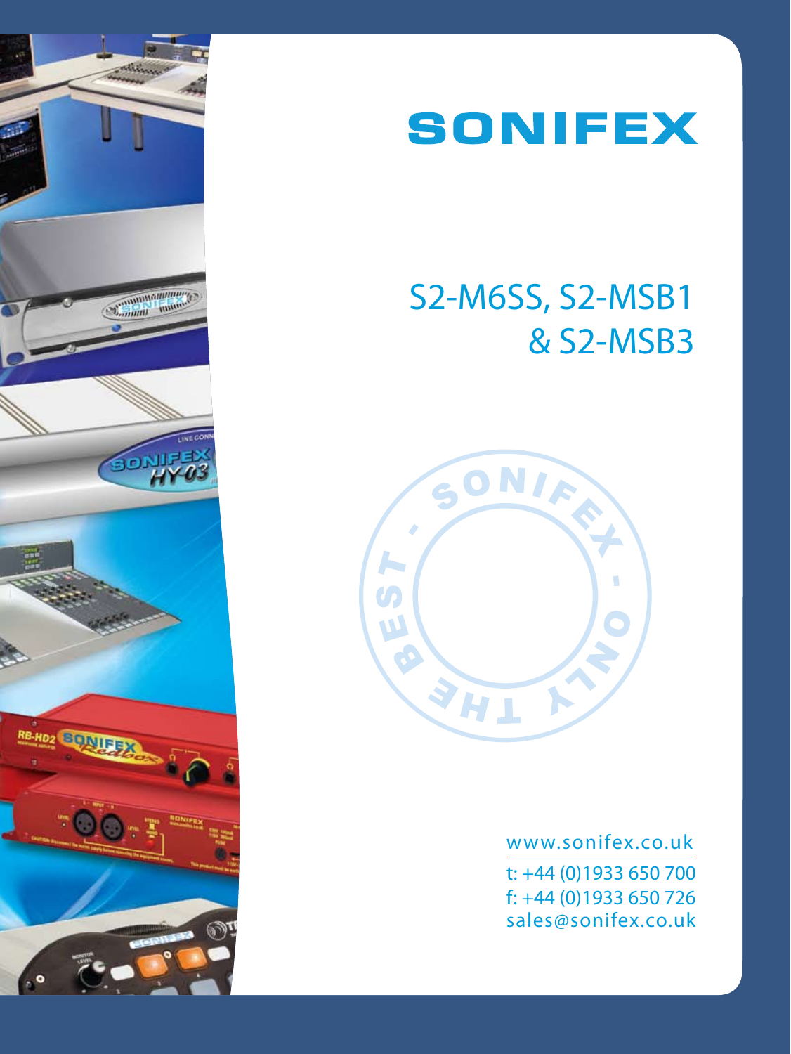# SONIFEX

## S2-M6SS, S2-MSB1 & S2-MSB3

www.sonifex.co.uk

t: +44 (0)1933 650 700
f: +44 (0)1933 650 726
sales@sonifex.co.uk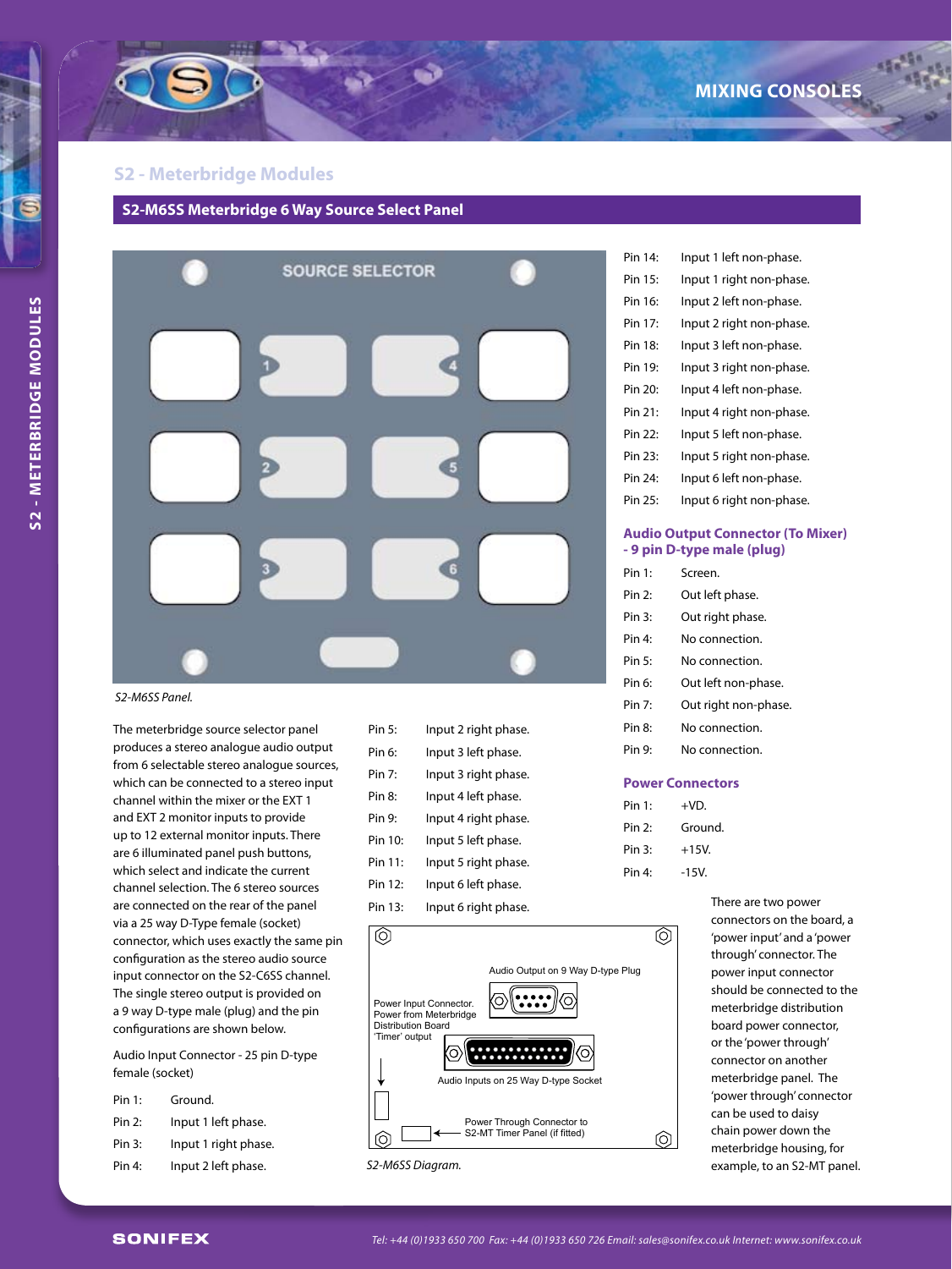## S2 - Meterbridge Modules

### S2-M6SS Meterbridge 6 Way Source Select Panel

*S2-M6SS Panel.*

The meterbridge source selector panel produces a stereo analogue audio output from 6 selectable stereo analogue sources, which can be connected to a stereo input channel within the mixer or the EXT 1 and EXT 2 monitor inputs to provide up to 12 external monitor inputs. There are 6 illuminated panel push buttons, which select and indicate the current channel selection. The 6 stereo sources are connected on the rear of the panel via a 25 way D-Type female (socket) connector, which uses exactly the same pin configuration as the stereo audio source input connector on the S2-C6SS channel. The single stereo output is provided on a 9 way D-type male (plug) and the pin configurations are shown below.

Audio Input Connector - 25 pin D-type female (socket)

| Pin | Function |
|---|---|
| Pin 1: | Ground. |
| Pin 2: | Input 1 left phase. |
| Pin 3: | Input 1 right phase. |
| Pin 4: | Input 2 left phase. |
| Pin 5: | Input 2 right phase. |
| Pin 6: | Input 3 left phase. |
| Pin 7: | Input 3 right phase. |
| Pin 8: | Input 4 left phase. |
| Pin 9: | Input 4 right phase. |
| Pin 10: | Input 5 left phase. |
| Pin 11: | Input 5 right phase. |
| Pin 12: | Input 6 left phase. |
| Pin 13: | Input 6 right phase. |
| Pin 14: | Input 1 left non-phase. |
| Pin 15: | Input 1 right non-phase. |
| Pin 16: | Input 2 left non-phase. |
| Pin 17: | Input 2 right non-phase. |
| Pin 18: | Input 3 left non-phase. |
| Pin 19: | Input 3 right non-phase. |
| Pin 20: | Input 4 left non-phase. |
| Pin 21: | Input 4 right non-phase. |
| Pin 22: | Input 5 left non-phase. |
| Pin 23: | Input 5 right non-phase. |
| Pin 24: | Input 6 left non-phase. |
| Pin 25: | Input 6 right non-phase. |

Audio Output on 9 Way D-type Plug

Power Input Connector. Power from Meterbridge Distribution Board 'Timer' output

Audio Inputs on 25 Way D-type Socket

Power Through Connector to S2-MT Timer Panel (if fitted)

*S2-M6SS Diagram.*

#### Audio Output Connector (To Mixer) - 9 pin D-type male (plug)

| Pin | Function |
|---|---|
| Pin 1: | Screen. |
| Pin 2: | Out left phase. |
| Pin 3: | Out right phase. |
| Pin 4: | No connection. |
| Pin 5: | No connection. |
| Pin 6: | Out left non-phase. |
| Pin 7: | Out right non-phase. |
| Pin 8: | No connection. |
| Pin 9: | No connection. |

#### Power Connectors

| Pin | Function |
|---|---|
| Pin 1: | +VD. |
| Pin 2: | Ground. |
| Pin 3: | +15V. |
| Pin 4: | -15V. |

There are two power connectors on the board, a 'power input' and a 'power through' connector. The power input connector should be connected to the meterbridge distribution board power connector, or the 'power through' connector on another meterbridge panel. The 'power through' connector can be used to daisy chain power down the meterbridge housing, for example, to an S2-MT panel.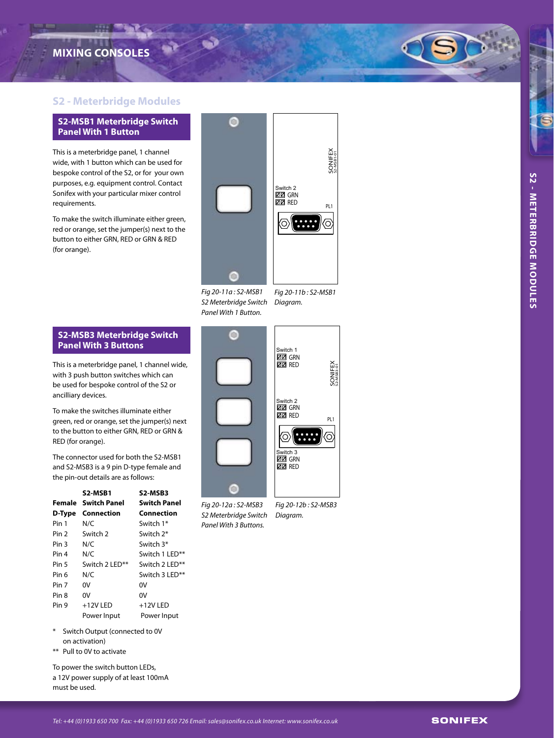## S2 - Meterbridge Modules

### S2-MSB1 Meterbridge Switch Panel With 1 Button

This is a meterbridge panel, 1 channel wide, with 1 button which can be used for bespoke control of the S2, or for your own purposes, e.g. equipment control. Contact Sonifex with your particular mixer control requirements.

To make the switch illuminate either green, red or orange, set the jumper(s) next to the button to either GRN, RED or GRN & RED (for orange).

*Fig 20-11a : S2-MSB1 S2 Meterbridge Switch Panel With 1 Button.*

*Fig 20-11b : S2-MSB1 Diagram.*

### S2-MSB3 Meterbridge Switch Panel With 3 Buttons

This is a meterbridge panel, 1 channel wide, with 3 push button switches which can be used for bespoke control of the S2 or ancillary devices.

To make the switches illuminate either green, red or orange, set the jumper(s) next to the button to either GRN, RED or GRN & RED (for orange).

The connector used for both the S2-MSB1 and S2-MSB3 is a 9 pin D-type female and the pin-out details are as follows:

| Female D-Type | S2-MSB1 Switch Panel Connection | S2-MSB3 Switch Panel Connection |
|---|---|---|
| Pin 1 | N/C | Switch 1* |
| Pin 2 | Switch 2 | Switch 2* |
| Pin 3 | N/C | Switch 3* |
| Pin 4 | N/C | Switch 1 LED** |
| Pin 5 | Switch 2 LED** | Switch 2 LED** |
| Pin 6 | N/C | Switch 3 LED** |
| Pin 7 | 0V | 0V |
| Pin 8 | 0V | 0V |
| Pin 9 | +12V LED Power Input | +12V LED Power Input |

\* Switch Output (connected to 0V on activation)

\*\* Pull to 0V to activate

To power the switch button LEDs, a 12V power supply of at least 100mA must be used.

*Fig 20-12a : S2-MSB3 S2 Meterbridge Switch Panel With 3 Buttons.*

*Fig 20-12b : S2-MSB3 Diagram.*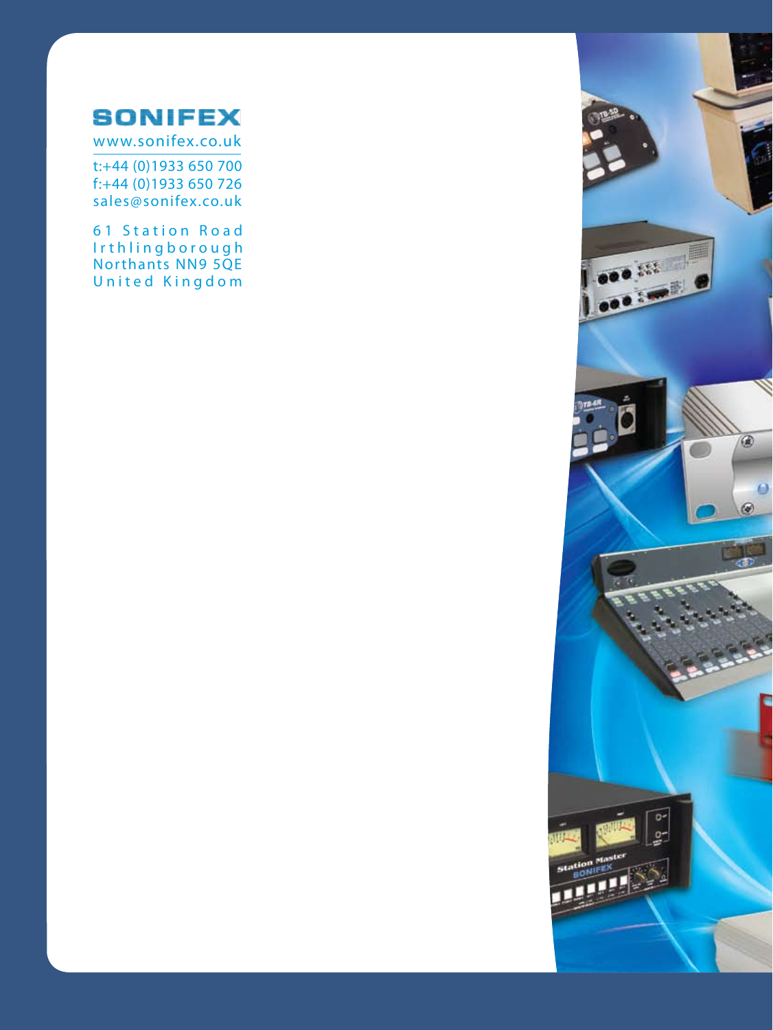# SONIFEX

www.sonifex.co.uk

t:+44 (0)1933 650 700
f:+44 (0)1933 650 726
sales@sonifex.co.uk

61 Station Road
Irthlingborough
Northants NN9 5QE
United Kingdom